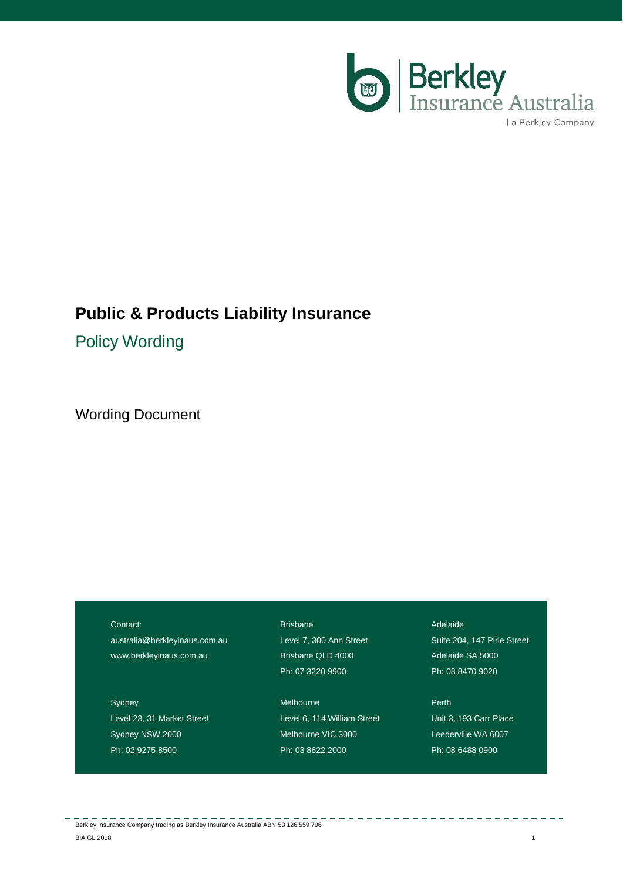Berkley Insurance Australia
| a Berkley Company

# Public & Products Liability Insurance

## Policy Wording

Wording Document

Contact:
australia@berkleyinaus.com.au
www.berkleyinaus.com.au

Brisbane
Level 7, 300 Ann Street
Brisbane QLD 4000
Ph: 07 3220 9900

Adelaide
Suite 204, 147 Pirie Street
Adelaide SA 5000
Ph: 08 8470 9020

Sydney
Level 23, 31 Market Street
Sydney NSW 2000
Ph: 02 9275 8500

Melbourne
Level 6, 114 William Street
Melbourne VIC 3000
Ph: 03 8622 2000

Perth
Unit 3, 193 Carr Place
Leederville WA 6007
Ph: 08 6488 0900

Berkley Insurance Company trading as Berkley Insurance Australia ABN 53 126 559 706
BIA GL 2018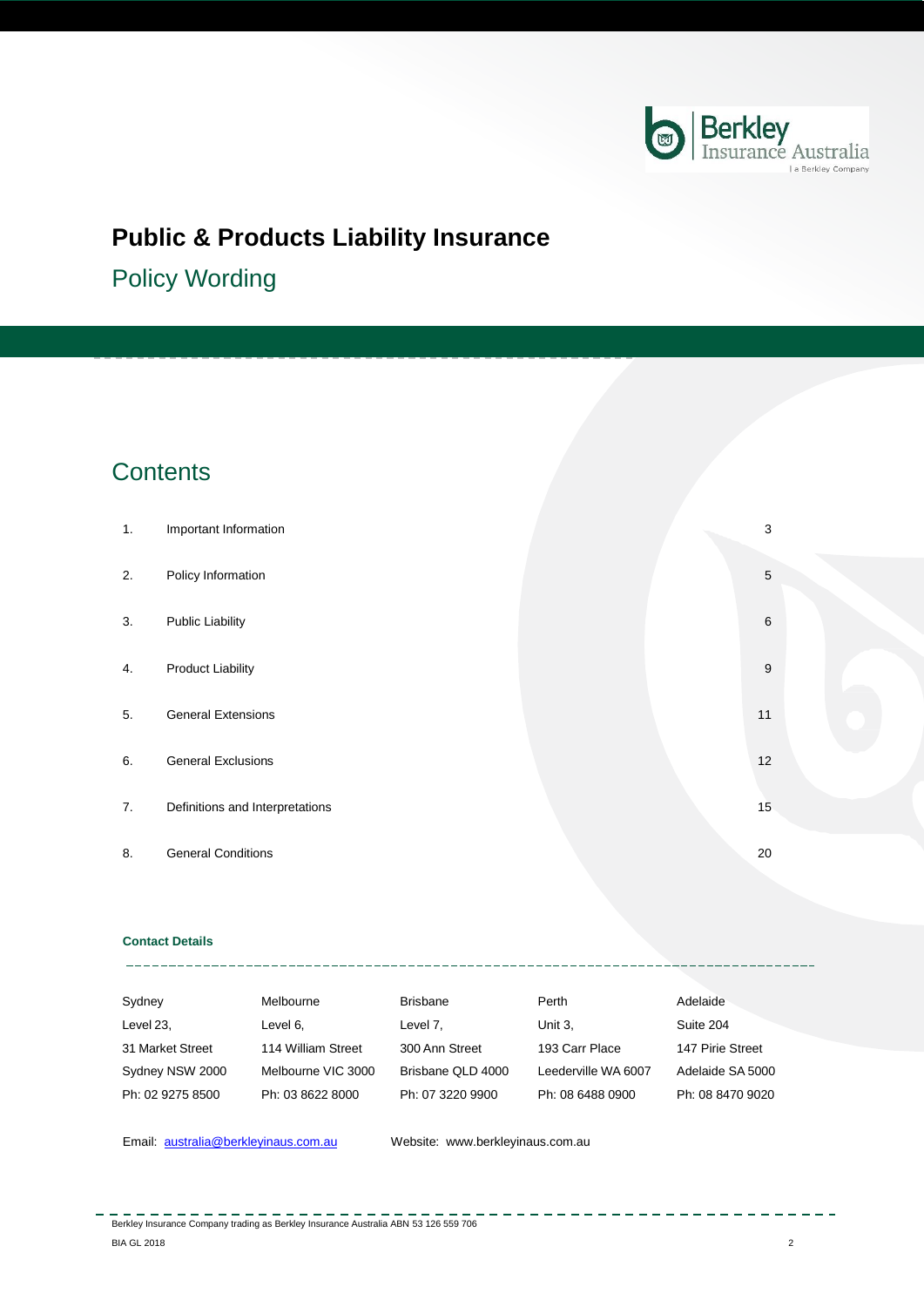# Public & Products Liability Insurance

## Policy Wording

## Contents

| | | |
|---|---|---|
| 1. | Important Information | 3 |
| 2. | Policy Information | 5 |
| 3. | Public Liability | 6 |
| 4. | Product Liability | 9 |
| 5. | General Extensions | 11 |
| 6. | General Exclusions | 12 |
| 7. | Definitions and Interpretations | 15 |
| 8. | General Conditions | 20 |

**Contact Details**

| Sydney | Melbourne | Brisbane | Perth | Adelaide |
|---|---|---|---|---|
| Level 23, | Level 6, | Level 7, | Unit 3, | Suite 204 |
| 31 Market Street | 114 William Street | 300 Ann Street | 193 Carr Place | 147 Pirie Street |
| Sydney NSW 2000 | Melbourne VIC 3000 | Brisbane QLD 4000 | Leederville WA 6007 | Adelaide SA 5000 |
| Ph: 02 9275 8500 | Ph: 03 8622 8000 | Ph: 07 3220 9900 | Ph: 08 6488 0900 | Ph: 08 8470 9020 |

Email: australia@berkleyinaus.com.au Website: www.berkleyinaus.com.au

Berkley Insurance Company trading as Berkley Insurance Australia ABN 53 126 559 706

BIA GL 2018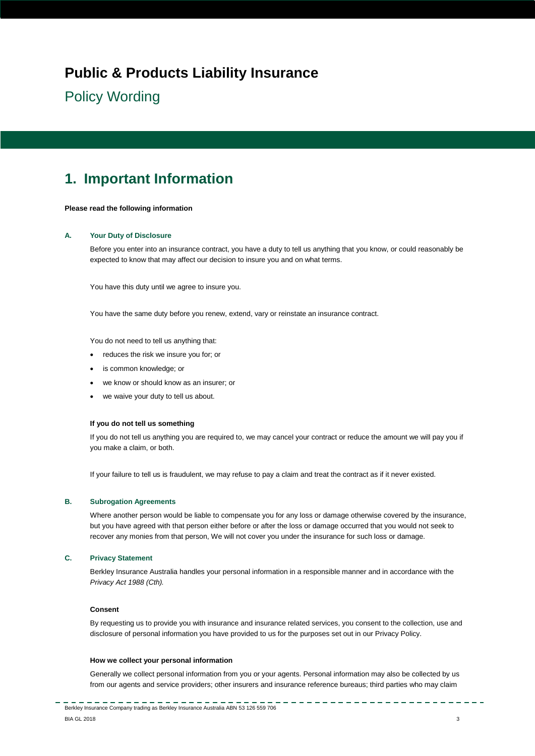# Public & Products Liability Insurance

Policy Wording

## 1. Important Information

**Please read the following information**

### A. Your Duty of Disclosure

Before you enter into an insurance contract, you have a duty to tell us anything that you know, or could reasonably be expected to know that may affect our decision to insure you and on what terms.

You have this duty until we agree to insure you.

You have the same duty before you renew, extend, vary or reinstate an insurance contract.

You do not need to tell us anything that:

- reduces the risk we insure you for; or
- is common knowledge; or
- we know or should know as an insurer; or
- we waive your duty to tell us about.

**If you do not tell us something**

If you do not tell us anything you are required to, we may cancel your contract or reduce the amount we will pay you if you make a claim, or both.

If your failure to tell us is fraudulent, we may refuse to pay a claim and treat the contract as if it never existed.

### B. Subrogation Agreements

Where another person would be liable to compensate you for any loss or damage otherwise covered by the insurance, but you have agreed with that person either before or after the loss or damage occurred that you would not seek to recover any monies from that person, We will not cover you under the insurance for such loss or damage.

### C. Privacy Statement

Berkley Insurance Australia handles your personal information in a responsible manner and in accordance with the *Privacy Act 1988 (Cth).*

**Consent**

By requesting us to provide you with insurance and insurance related services, you consent to the collection, use and disclosure of personal information you have provided to us for the purposes set out in our Privacy Policy.

**How we collect your personal information**

Generally we collect personal information from you or your agents. Personal information may also be collected by us from our agents and service providers; other insurers and insurance reference bureaus; third parties who may claim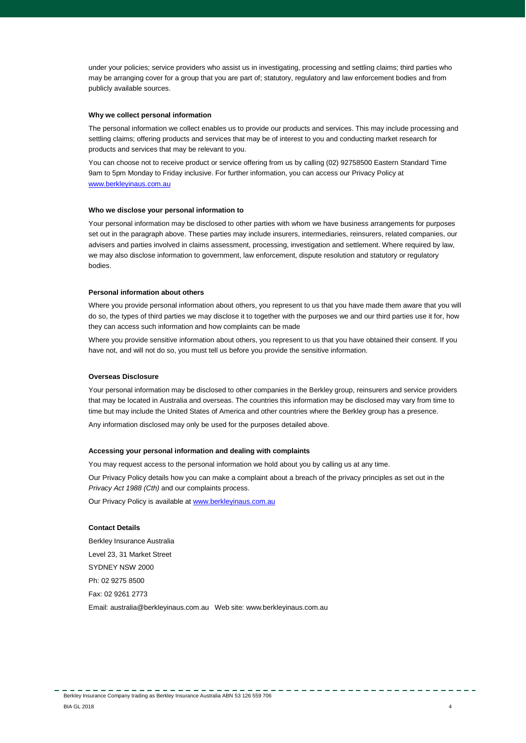under your policies; service providers who assist us in investigating, processing and settling claims; third parties who may be arranging cover for a group that you are part of; statutory, regulatory and law enforcement bodies and from publicly available sources.

**Why we collect personal information**

The personal information we collect enables us to provide our products and services. This may include processing and settling claims; offering products and services that may be of interest to you and conducting market research for products and services that may be relevant to you.

You can choose not to receive product or service offering from us by calling (02) 92758500 Eastern Standard Time 9am to 5pm Monday to Friday inclusive. For further information, you can access our Privacy Policy at [www.berkleyinaus.com.au](http://www.berkleyinaus.com.au)

**Who we disclose your personal information to**

Your personal information may be disclosed to other parties with whom we have business arrangements for purposes set out in the paragraph above. These parties may include insurers, intermediaries, reinsurers, related companies, our advisers and parties involved in claims assessment, processing, investigation and settlement. Where required by law, we may also disclose information to government, law enforcement, dispute resolution and statutory or regulatory bodies.

**Personal information about others**

Where you provide personal information about others, you represent to us that you have made them aware that you will do so, the types of third parties we may disclose it to together with the purposes we and our third parties use it for, how they can access such information and how complaints can be made

Where you provide sensitive information about others, you represent to us that you have obtained their consent. If you have not, and will not do so, you must tell us before you provide the sensitive information.

**Overseas Disclosure**

Your personal information may be disclosed to other companies in the Berkley group, reinsurers and service providers that may be located in Australia and overseas. The countries this information may be disclosed may vary from time to time but may include the United States of America and other countries where the Berkley group has a presence.

Any information disclosed may only be used for the purposes detailed above.

**Accessing your personal information and dealing with complaints**

You may request access to the personal information we hold about you by calling us at any time.

Our Privacy Policy details how you can make a complaint about a breach of the privacy principles as set out in the *Privacy Act 1988 (Cth)* and our complaints process.

Our Privacy Policy is available at [www.berkleyinaus.com.au](http://www.berkleyinaus.com.au)

**Contact Details**

Berkley Insurance Australia

Level 23, 31 Market Street

SYDNEY NSW 2000

Ph: 02 9275 8500

Fax: 02 9261 2773

Email: australia@berkleyinaus.com.au   Web site: www.berkleyinaus.com.au

Berkley Insurance Company trading as Berkley Insurance Australia ABN 53 126 559 706

BIA GL 2018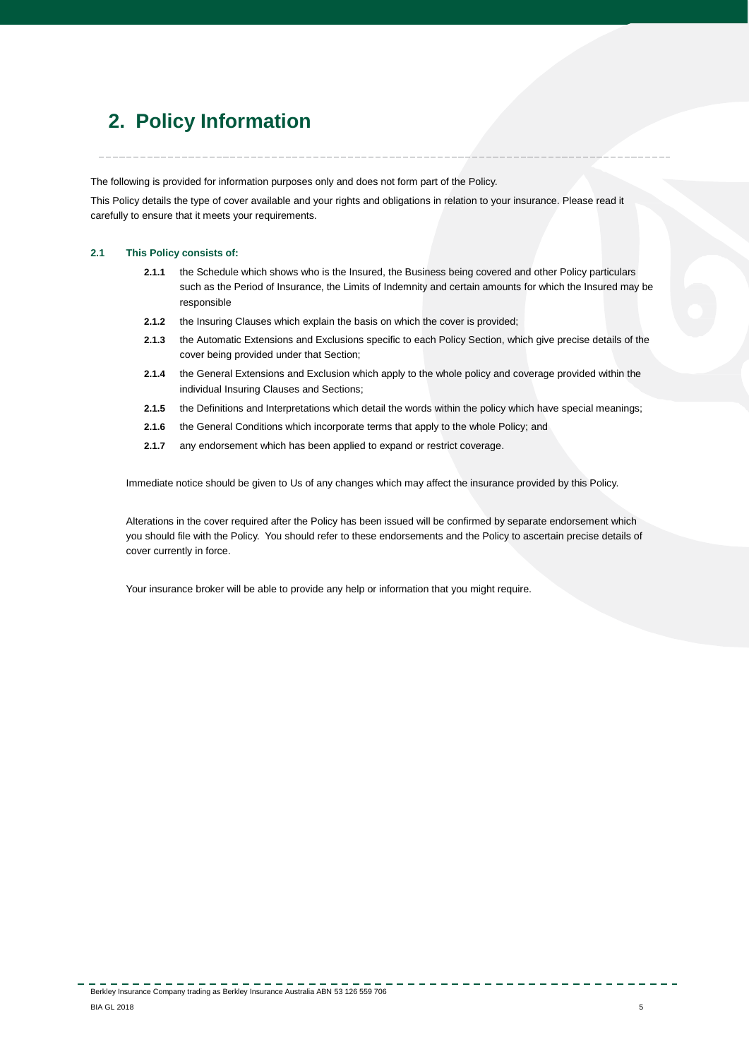# 2. Policy Information

The following is provided for information purposes only and does not form part of the Policy.

This Policy details the type of cover available and your rights and obligations in relation to your insurance. Please read it carefully to ensure that it meets your requirements.

### 2.1 This Policy consists of:

- **2.1.1** the Schedule which shows who is the Insured, the Business being covered and other Policy particulars such as the Period of Insurance, the Limits of Indemnity and certain amounts for which the Insured may be responsible
- **2.1.2** the Insuring Clauses which explain the basis on which the cover is provided;
- **2.1.3** the Automatic Extensions and Exclusions specific to each Policy Section, which give precise details of the cover being provided under that Section;
- **2.1.4** the General Extensions and Exclusion which apply to the whole policy and coverage provided within the individual Insuring Clauses and Sections;
- **2.1.5** the Definitions and Interpretations which detail the words within the policy which have special meanings;
- **2.1.6** the General Conditions which incorporate terms that apply to the whole Policy; and
- **2.1.7** any endorsement which has been applied to expand or restrict coverage.

Immediate notice should be given to Us of any changes which may affect the insurance provided by this Policy.

Alterations in the cover required after the Policy has been issued will be confirmed by separate endorsement which you should file with the Policy. You should refer to these endorsements and the Policy to ascertain precise details of cover currently in force.

Your insurance broker will be able to provide any help or information that you might require.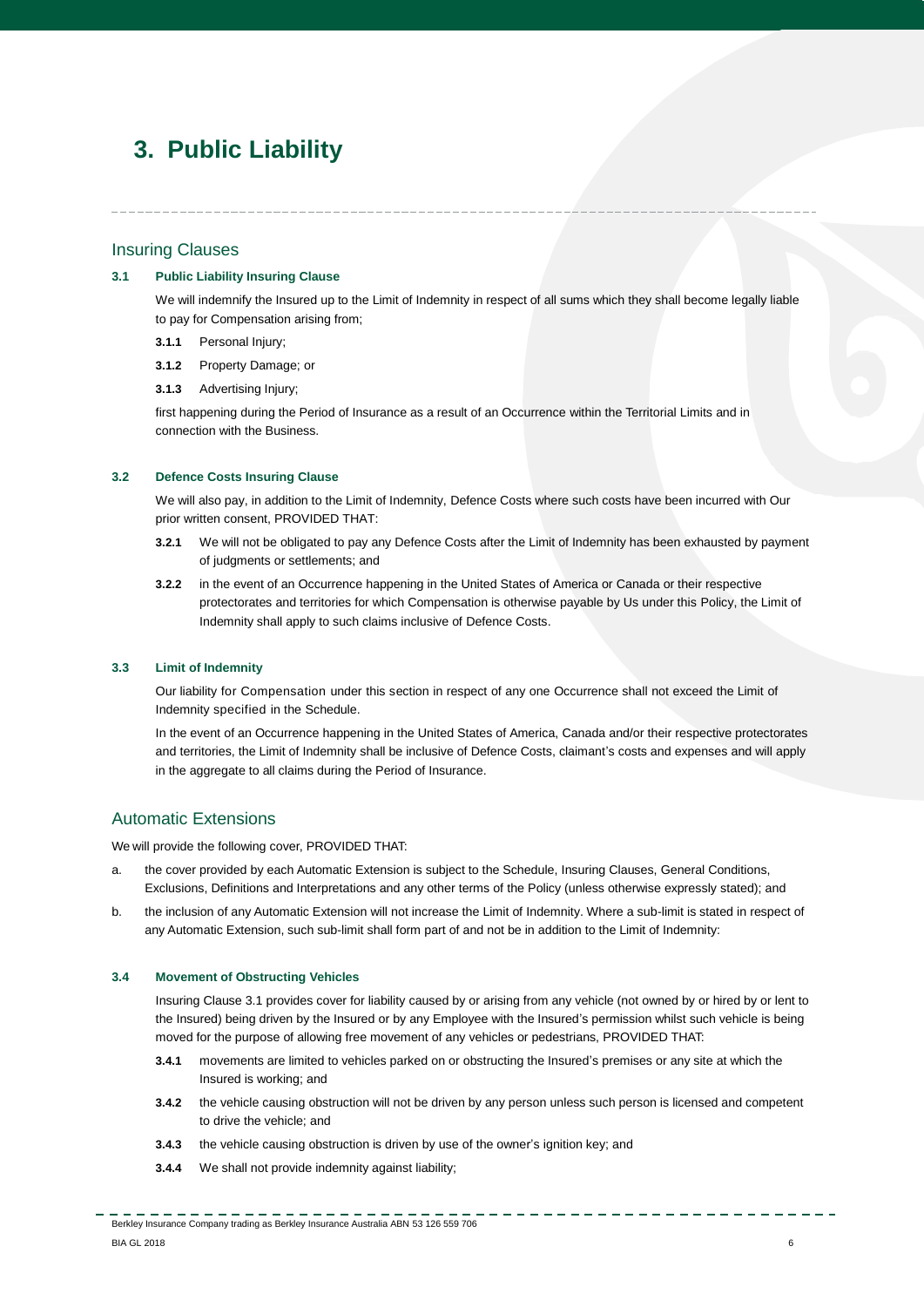# 3. Public Liability

## Insuring Clauses

### 3.1 Public Liability Insuring Clause

We will indemnify the Insured up to the Limit of Indemnity in respect of all sums which they shall become legally liable to pay for Compensation arising from;

**3.1.1** Personal Injury;

**3.1.2** Property Damage; or

**3.1.3** Advertising Injury;

first happening during the Period of Insurance as a result of an Occurrence within the Territorial Limits and in connection with the Business.

### 3.2 Defence Costs Insuring Clause

We will also pay, in addition to the Limit of Indemnity, Defence Costs where such costs have been incurred with Our prior written consent, PROVIDED THAT:

**3.2.1** We will not be obligated to pay any Defence Costs after the Limit of Indemnity has been exhausted by payment of judgments or settlements; and

**3.2.2** in the event of an Occurrence happening in the United States of America or Canada or their respective protectorates and territories for which Compensation is otherwise payable by Us under this Policy, the Limit of Indemnity shall apply to such claims inclusive of Defence Costs.

### 3.3 Limit of Indemnity

Our liability for Compensation under this section in respect of any one Occurrence shall not exceed the Limit of Indemnity specified in the Schedule.

In the event of an Occurrence happening in the United States of America, Canada and/or their respective protectorates and territories, the Limit of Indemnity shall be inclusive of Defence Costs, claimant's costs and expenses and will apply in the aggregate to all claims during the Period of Insurance.

## Automatic Extensions

We will provide the following cover, PROVIDED THAT:

a. the cover provided by each Automatic Extension is subject to the Schedule, Insuring Clauses, General Conditions, Exclusions, Definitions and Interpretations and any other terms of the Policy (unless otherwise expressly stated); and

b. the inclusion of any Automatic Extension will not increase the Limit of Indemnity. Where a sub-limit is stated in respect of any Automatic Extension, such sub-limit shall form part of and not be in addition to the Limit of Indemnity:

### 3.4 Movement of Obstructing Vehicles

Insuring Clause 3.1 provides cover for liability caused by or arising from any vehicle (not owned by or hired by or lent to the Insured) being driven by the Insured or by any Employee with the Insured's permission whilst such vehicle is being moved for the purpose of allowing free movement of any vehicles or pedestrians, PROVIDED THAT:

**3.4.1** movements are limited to vehicles parked on or obstructing the Insured's premises or any site at which the Insured is working; and

**3.4.2** the vehicle causing obstruction will not be driven by any person unless such person is licensed and competent to drive the vehicle; and

**3.4.3** the vehicle causing obstruction is driven by use of the owner's ignition key; and

**3.4.4** We shall not provide indemnity against liability;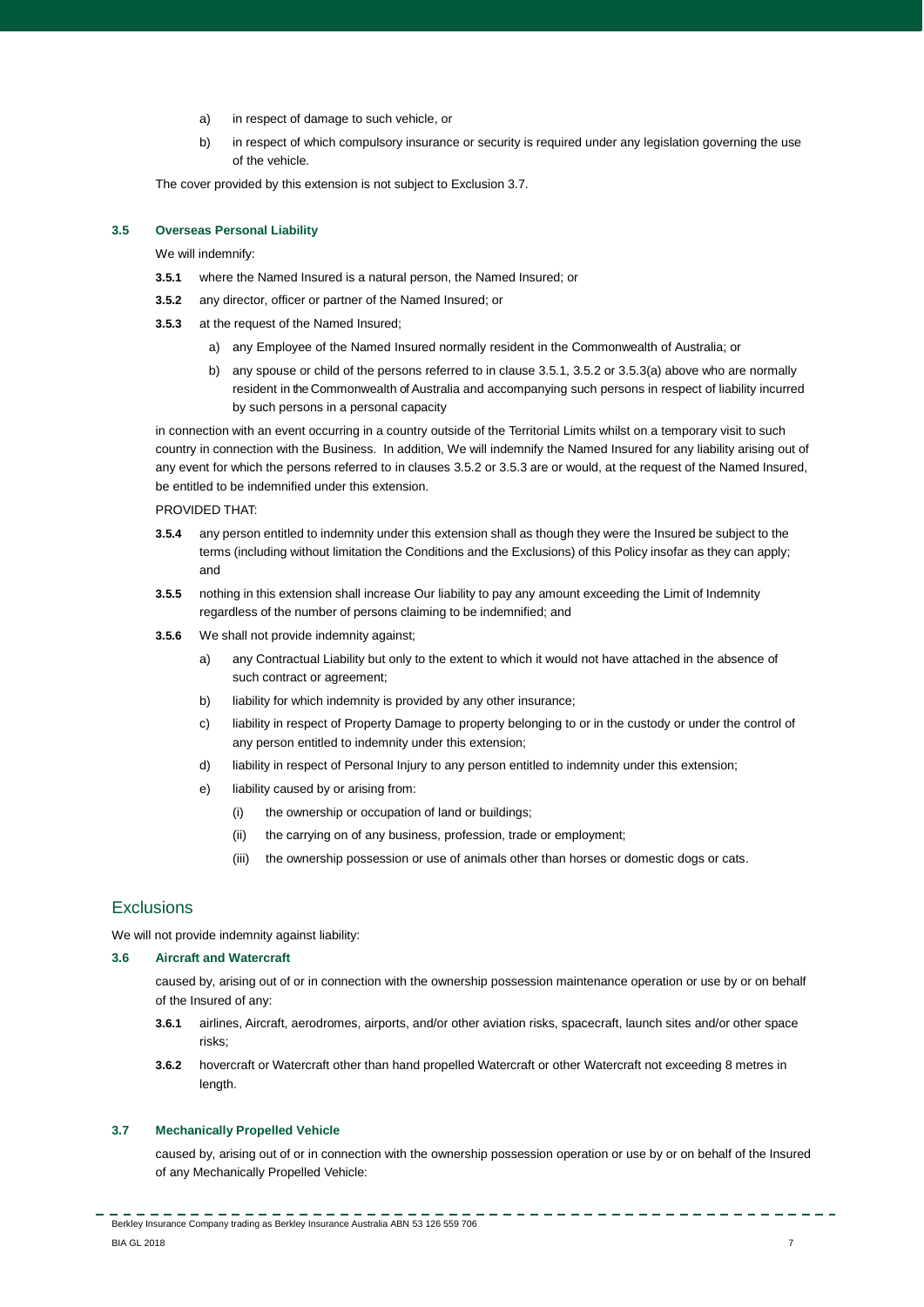a) in respect of damage to such vehicle, or

b) in respect of which compulsory insurance or security is required under any legislation governing the use of the vehicle.

The cover provided by this extension is not subject to Exclusion 3.7.

### 3.5 Overseas Personal Liability

We will indemnify:

**3.5.1** where the Named Insured is a natural person, the Named Insured; or

**3.5.2** any director, officer or partner of the Named Insured; or

**3.5.3** at the request of the Named Insured;

a) any Employee of the Named Insured normally resident in the Commonwealth of Australia; or

b) any spouse or child of the persons referred to in clause 3.5.1, 3.5.2 or 3.5.3(a) above who are normally resident in the Commonwealth of Australia and accompanying such persons in respect of liability incurred by such persons in a personal capacity

in connection with an event occurring in a country outside of the Territorial Limits whilst on a temporary visit to such country in connection with the Business. In addition, We will indemnify the Named Insured for any liability arising out of any event for which the persons referred to in clauses 3.5.2 or 3.5.3 are or would, at the request of the Named Insured, be entitled to be indemnified under this extension.

PROVIDED THAT:

**3.5.4** any person entitled to indemnity under this extension shall as though they were the Insured be subject to the terms (including without limitation the Conditions and the Exclusions) of this Policy insofar as they can apply; and

**3.5.5** nothing in this extension shall increase Our liability to pay any amount exceeding the Limit of Indemnity regardless of the number of persons claiming to be indemnified; and

**3.5.6** We shall not provide indemnity against;

a) any Contractual Liability but only to the extent to which it would not have attached in the absence of such contract or agreement;

b) liability for which indemnity is provided by any other insurance;

c) liability in respect of Property Damage to property belonging to or in the custody or under the control of any person entitled to indemnity under this extension;

d) liability in respect of Personal Injury to any person entitled to indemnity under this extension;

e) liability caused by or arising from:

(i) the ownership or occupation of land or buildings;

(ii) the carrying on of any business, profession, trade or employment;

(iii) the ownership possession or use of animals other than horses or domestic dogs or cats.

## Exclusions

We will not provide indemnity against liability:

### 3.6 Aircraft and Watercraft

caused by, arising out of or in connection with the ownership possession maintenance operation or use by or on behalf of the Insured of any:

**3.6.1** airlines, Aircraft, aerodromes, airports, and/or other aviation risks, spacecraft, launch sites and/or other space risks;

**3.6.2** hovercraft or Watercraft other than hand propelled Watercraft or other Watercraft not exceeding 8 metres in length.

### 3.7 Mechanically Propelled Vehicle

caused by, arising out of or in connection with the ownership possession operation or use by or on behalf of the Insured of any Mechanically Propelled Vehicle: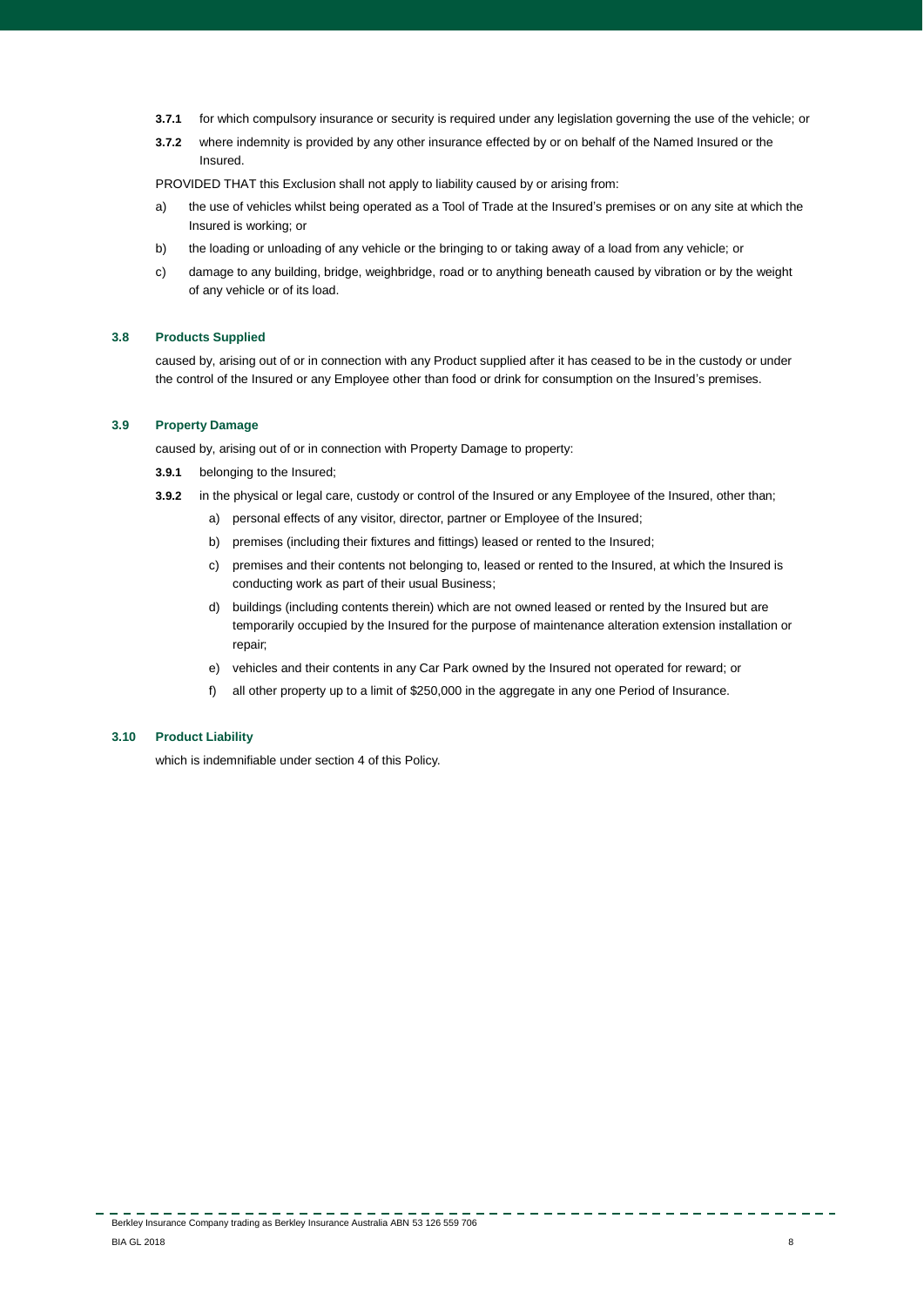**3.7.1** for which compulsory insurance or security is required under any legislation governing the use of the vehicle; or

**3.7.2** where indemnity is provided by any other insurance effected by or on behalf of the Named Insured or the Insured.

PROVIDED THAT this Exclusion shall not apply to liability caused by or arising from:

a) the use of vehicles whilst being operated as a Tool of Trade at the Insured's premises or on any site at which the Insured is working; or

b) the loading or unloading of any vehicle or the bringing to or taking away of a load from any vehicle; or

c) damage to any building, bridge, weighbridge, road or to anything beneath caused by vibration or by the weight of any vehicle or of its load.

### 3.8 Products Supplied

caused by, arising out of or in connection with any Product supplied after it has ceased to be in the custody or under the control of the Insured or any Employee other than food or drink for consumption on the Insured's premises.

### 3.9 Property Damage

caused by, arising out of or in connection with Property Damage to property:

**3.9.1** belonging to the Insured;

**3.9.2** in the physical or legal care, custody or control of the Insured or any Employee of the Insured, other than;

a) personal effects of any visitor, director, partner or Employee of the Insured;

b) premises (including their fixtures and fittings) leased or rented to the Insured;

c) premises and their contents not belonging to, leased or rented to the Insured, at which the Insured is conducting work as part of their usual Business;

d) buildings (including contents therein) which are not owned leased or rented by the Insured but are temporarily occupied by the Insured for the purpose of maintenance alteration extension installation or repair;

e) vehicles and their contents in any Car Park owned by the Insured not operated for reward; or

f) all other property up to a limit of $250,000 in the aggregate in any one Period of Insurance.

### 3.10 Product Liability

which is indemnifiable under section 4 of this Policy.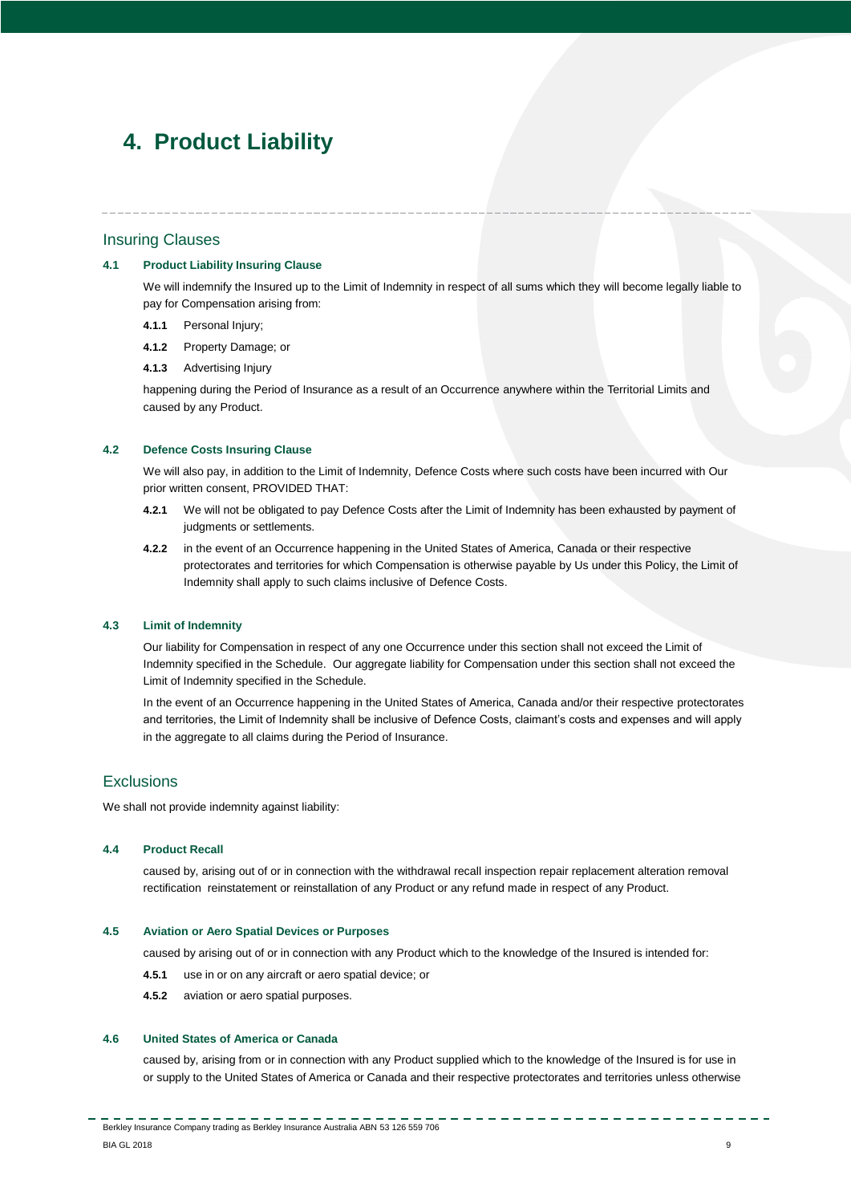# 4. Product Liability

## Insuring Clauses

### 4.1 Product Liability Insuring Clause

We will indemnify the Insured up to the Limit of Indemnity in respect of all sums which they will become legally liable to pay for Compensation arising from:

**4.1.1** Personal Injury;

**4.1.2** Property Damage; or

**4.1.3** Advertising Injury

happening during the Period of Insurance as a result of an Occurrence anywhere within the Territorial Limits and caused by any Product.

### 4.2 Defence Costs Insuring Clause

We will also pay, in addition to the Limit of Indemnity, Defence Costs where such costs have been incurred with Our prior written consent, PROVIDED THAT:

**4.2.1** We will not be obligated to pay Defence Costs after the Limit of Indemnity has been exhausted by payment of judgments or settlements.

**4.2.2** in the event of an Occurrence happening in the United States of America, Canada or their respective protectorates and territories for which Compensation is otherwise payable by Us under this Policy, the Limit of Indemnity shall apply to such claims inclusive of Defence Costs.

### 4.3 Limit of Indemnity

Our liability for Compensation in respect of any one Occurrence under this section shall not exceed the Limit of Indemnity specified in the Schedule. Our aggregate liability for Compensation under this section shall not exceed the Limit of Indemnity specified in the Schedule.

In the event of an Occurrence happening in the United States of America, Canada and/or their respective protectorates and territories, the Limit of Indemnity shall be inclusive of Defence Costs, claimant's costs and expenses and will apply in the aggregate to all claims during the Period of Insurance.

## Exclusions

We shall not provide indemnity against liability:

### 4.4 Product Recall

caused by, arising out of or in connection with the withdrawal recall inspection repair replacement alteration removal rectification reinstatement or reinstallation of any Product or any refund made in respect of any Product.

### 4.5 Aviation or Aero Spatial Devices or Purposes

caused by arising out of or in connection with any Product which to the knowledge of the Insured is intended for:

**4.5.1** use in or on any aircraft or aero spatial device; or

**4.5.2** aviation or aero spatial purposes.

### 4.6 United States of America or Canada

caused by, arising from or in connection with any Product supplied which to the knowledge of the Insured is for use in or supply to the United States of America or Canada and their respective protectorates and territories unless otherwise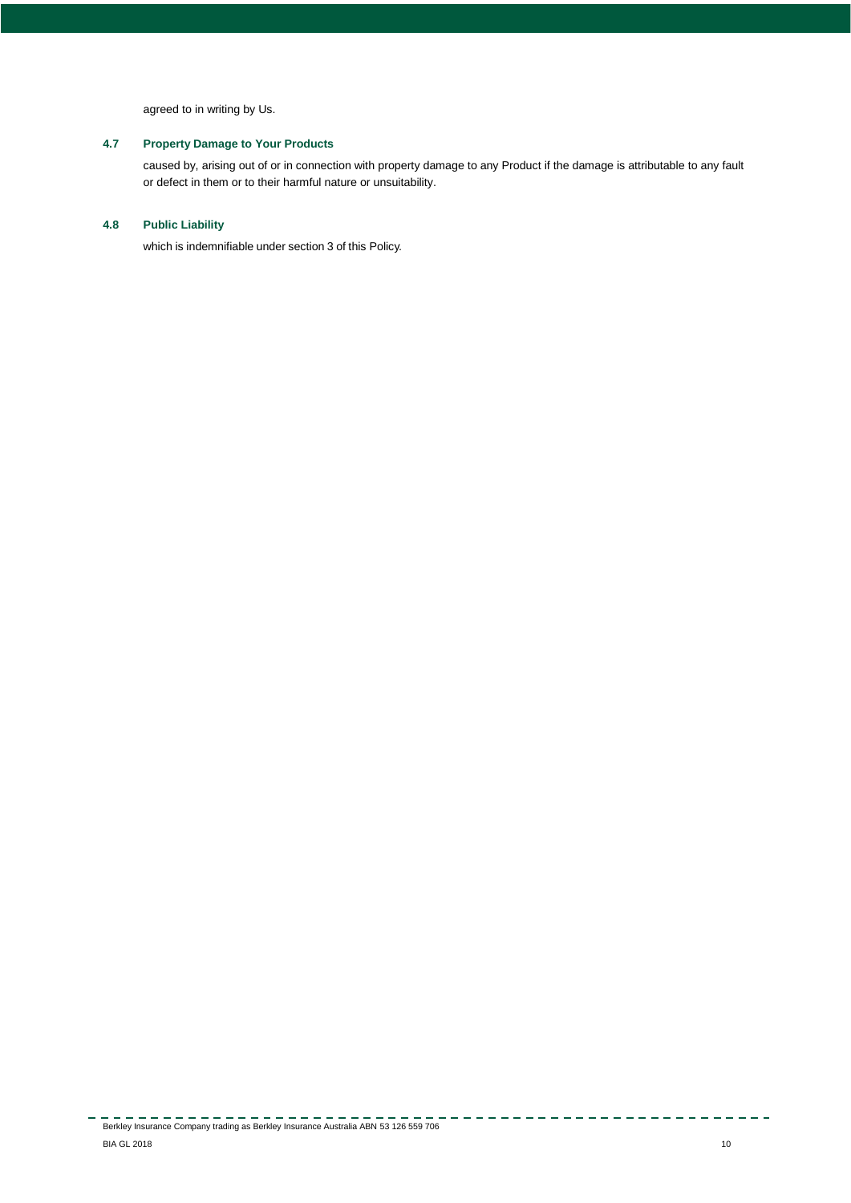agreed to in writing by Us.

### 4.7 Property Damage to Your Products

caused by, arising out of or in connection with property damage to any Product if the damage is attributable to any fault or defect in them or to their harmful nature or unsuitability.

### 4.8 Public Liability

which is indemnifiable under section 3 of this Policy.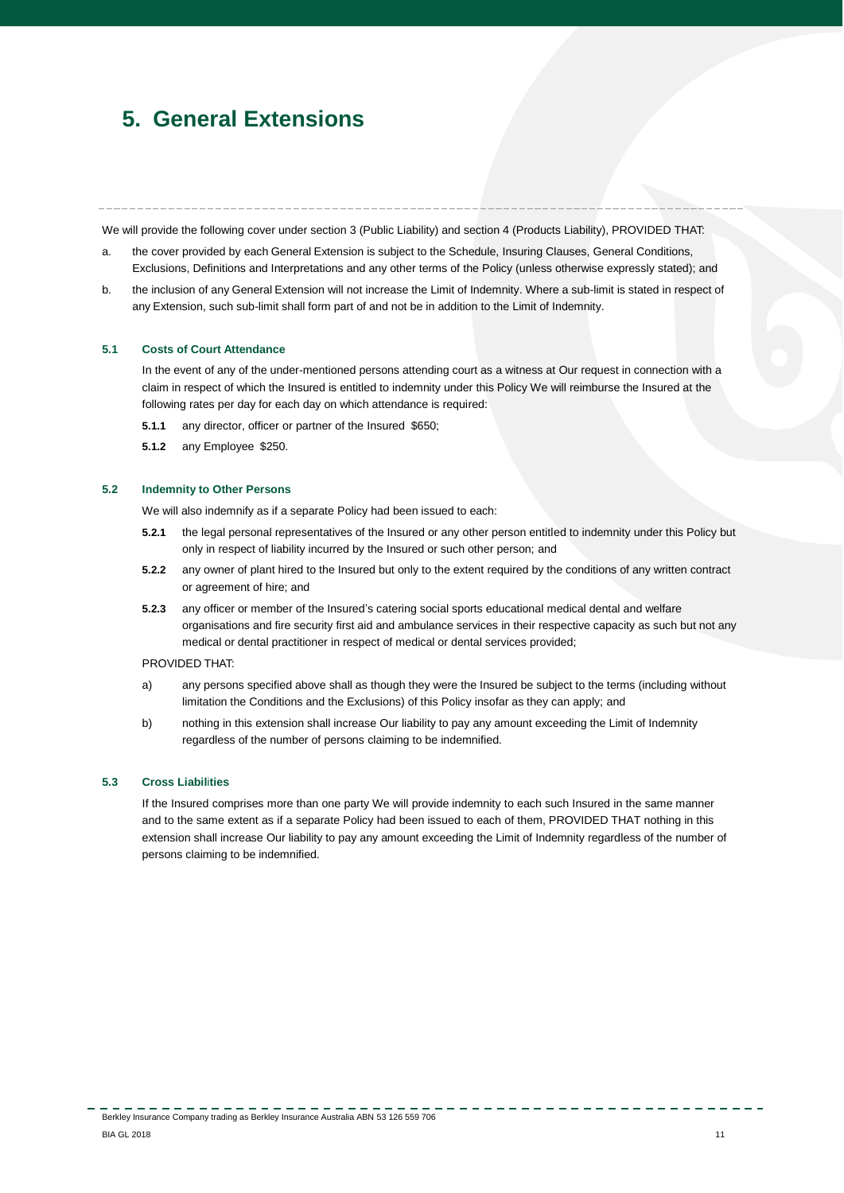# 5. General Extensions

We will provide the following cover under section 3 (Public Liability) and section 4 (Products Liability), PROVIDED THAT:

a. the cover provided by each General Extension is subject to the Schedule, Insuring Clauses, General Conditions, Exclusions, Definitions and Interpretations and any other terms of the Policy (unless otherwise expressly stated); and

b. the inclusion of any General Extension will not increase the Limit of Indemnity. Where a sub-limit is stated in respect of any Extension, such sub-limit shall form part of and not be in addition to the Limit of Indemnity.

### 5.1 Costs of Court Attendance

In the event of any of the under-mentioned persons attending court as a witness at Our request in connection with a claim in respect of which the Insured is entitled to indemnity under this Policy We will reimburse the Insured at the following rates per day for each day on which attendance is required:

**5.1.1** any director, officer or partner of the Insured $650;

**5.1.2** any Employee $250.

### 5.2 Indemnity to Other Persons

We will also indemnify as if a separate Policy had been issued to each:

**5.2.1** the legal personal representatives of the Insured or any other person entitled to indemnity under this Policy but only in respect of liability incurred by the Insured or such other person; and

**5.2.2** any owner of plant hired to the Insured but only to the extent required by the conditions of any written contract or agreement of hire; and

**5.2.3** any officer or member of the Insured's catering social sports educational medical dental and welfare organisations and fire security first aid and ambulance services in their respective capacity as such but not any medical or dental practitioner in respect of medical or dental services provided;

PROVIDED THAT:

a) any persons specified above shall as though they were the Insured be subject to the terms (including without limitation the Conditions and the Exclusions) of this Policy insofar as they can apply; and

b) nothing in this extension shall increase Our liability to pay any amount exceeding the Limit of Indemnity regardless of the number of persons claiming to be indemnified.

### 5.3 Cross Liabilities

If the Insured comprises more than one party We will provide indemnity to each such Insured in the same manner and to the same extent as if a separate Policy had been issued to each of them, PROVIDED THAT nothing in this extension shall increase Our liability to pay any amount exceeding the Limit of Indemnity regardless of the number of persons claiming to be indemnified.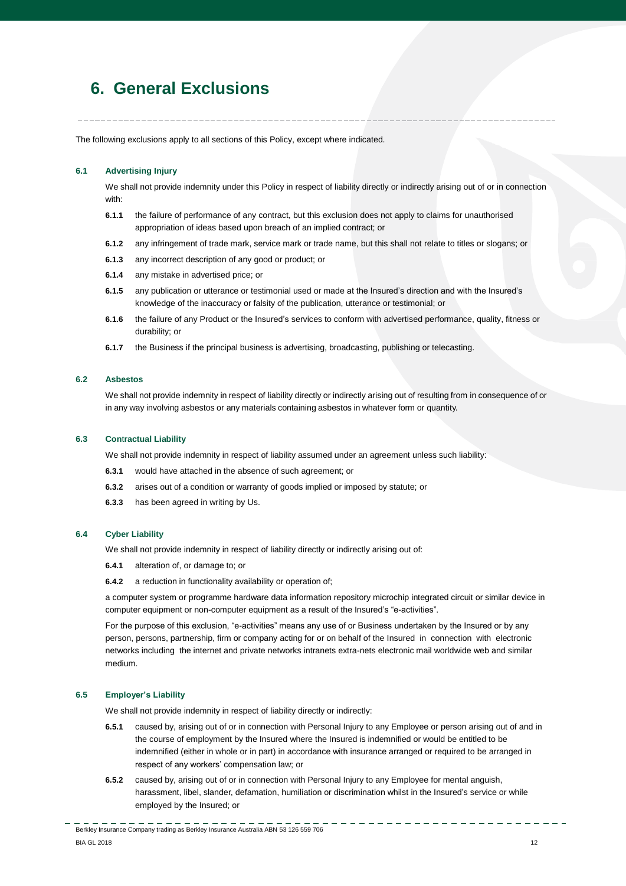# 6. General Exclusions

The following exclusions apply to all sections of this Policy, except where indicated.

### 6.1 Advertising Injury

We shall not provide indemnity under this Policy in respect of liability directly or indirectly arising out of or in connection with:

**6.1.1** the failure of performance of any contract, but this exclusion does not apply to claims for unauthorised appropriation of ideas based upon breach of an implied contract; or

**6.1.2** any infringement of trade mark, service mark or trade name, but this shall not relate to titles or slogans; or

**6.1.3** any incorrect description of any good or product; or

**6.1.4** any mistake in advertised price; or

**6.1.5** any publication or utterance or testimonial used or made at the Insured's direction and with the Insured's knowledge of the inaccuracy or falsity of the publication, utterance or testimonial; or

**6.1.6** the failure of any Product or the Insured's services to conform with advertised performance, quality, fitness or durability; or

**6.1.7** the Business if the principal business is advertising, broadcasting, publishing or telecasting.

### 6.2 Asbestos

We shall not provide indemnity in respect of liability directly or indirectly arising out of resulting from in consequence of or in any way involving asbestos or any materials containing asbestos in whatever form or quantity.

### 6.3 Contractual Liability

We shall not provide indemnity in respect of liability assumed under an agreement unless such liability:

**6.3.1** would have attached in the absence of such agreement; or

**6.3.2** arises out of a condition or warranty of goods implied or imposed by statute; or

**6.3.3** has been agreed in writing by Us.

### 6.4 Cyber Liability

We shall not provide indemnity in respect of liability directly or indirectly arising out of:

**6.4.1** alteration of, or damage to; or

**6.4.2** a reduction in functionality availability or operation of;

a computer system or programme hardware data information repository microchip integrated circuit or similar device in computer equipment or non-computer equipment as a result of the Insured's "e-activities".

For the purpose of this exclusion, "e-activities" means any use of or Business undertaken by the Insured or by any person, persons, partnership, firm or company acting for or on behalf of the Insured in connection with electronic networks including the internet and private networks intranets extra-nets electronic mail worldwide web and similar medium.

### 6.5 Employer's Liability

We shall not provide indemnity in respect of liability directly or indirectly:

**6.5.1** caused by, arising out of or in connection with Personal Injury to any Employee or person arising out of and in the course of employment by the Insured where the Insured is indemnified or would be entitled to be indemnified (either in whole or in part) in accordance with insurance arranged or required to be arranged in respect of any workers' compensation law; or

**6.5.2** caused by, arising out of or in connection with Personal Injury to any Employee for mental anguish, harassment, libel, slander, defamation, humiliation or discrimination whilst in the Insured's service or while employed by the Insured; or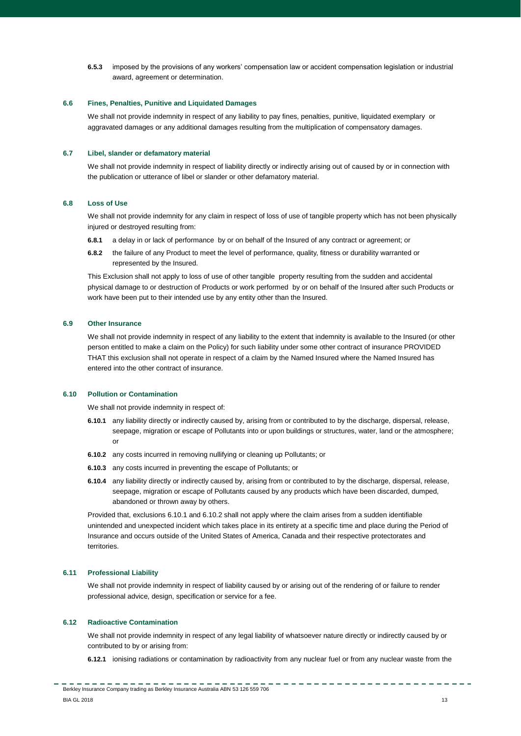**6.5.3** imposed by the provisions of any workers' compensation law or accident compensation legislation or industrial award, agreement or determination.

### 6.6 Fines, Penalties, Punitive and Liquidated Damages

We shall not provide indemnity in respect of any liability to pay fines, penalties, punitive, liquidated exemplary or aggravated damages or any additional damages resulting from the multiplication of compensatory damages.

### 6.7 Libel, slander or defamatory material

We shall not provide indemnity in respect of liability directly or indirectly arising out of caused by or in connection with the publication or utterance of libel or slander or other defamatory material.

### 6.8 Loss of Use

We shall not provide indemnity for any claim in respect of loss of use of tangible property which has not been physically injured or destroyed resulting from:

**6.8.1** a delay in or lack of performance by or on behalf of the Insured of any contract or agreement; or

**6.8.2** the failure of any Product to meet the level of performance, quality, fitness or durability warranted or represented by the Insured.

This Exclusion shall not apply to loss of use of other tangible property resulting from the sudden and accidental physical damage to or destruction of Products or work performed by or on behalf of the Insured after such Products or work have been put to their intended use by any entity other than the Insured.

### 6.9 Other Insurance

We shall not provide indemnity in respect of any liability to the extent that indemnity is available to the Insured (or other person entitled to make a claim on the Policy) for such liability under some other contract of insurance PROVIDED THAT this exclusion shall not operate in respect of a claim by the Named Insured where the Named Insured has entered into the other contract of insurance.

### 6.10 Pollution or Contamination

We shall not provide indemnity in respect of:

**6.10.1** any liability directly or indirectly caused by, arising from or contributed to by the discharge, dispersal, release, seepage, migration or escape of Pollutants into or upon buildings or structures, water, land or the atmosphere; or

**6.10.2** any costs incurred in removing nullifying or cleaning up Pollutants; or

**6.10.3** any costs incurred in preventing the escape of Pollutants; or

**6.10.4** any liability directly or indirectly caused by, arising from or contributed to by the discharge, dispersal, release, seepage, migration or escape of Pollutants caused by any products which have been discarded, dumped, abandoned or thrown away by others.

Provided that, exclusions 6.10.1 and 6.10.2 shall not apply where the claim arises from a sudden identifiable unintended and unexpected incident which takes place in its entirety at a specific time and place during the Period of Insurance and occurs outside of the United States of America, Canada and their respective protectorates and territories.

### 6.11 Professional Liability

We shall not provide indemnity in respect of liability caused by or arising out of the rendering of or failure to render professional advice, design, specification or service for a fee.

### 6.12 Radioactive Contamination

We shall not provide indemnity in respect of any legal liability of whatsoever nature directly or indirectly caused by or contributed to by or arising from:

**6.12.1** ionising radiations or contamination by radioactivity from any nuclear fuel or from any nuclear waste from the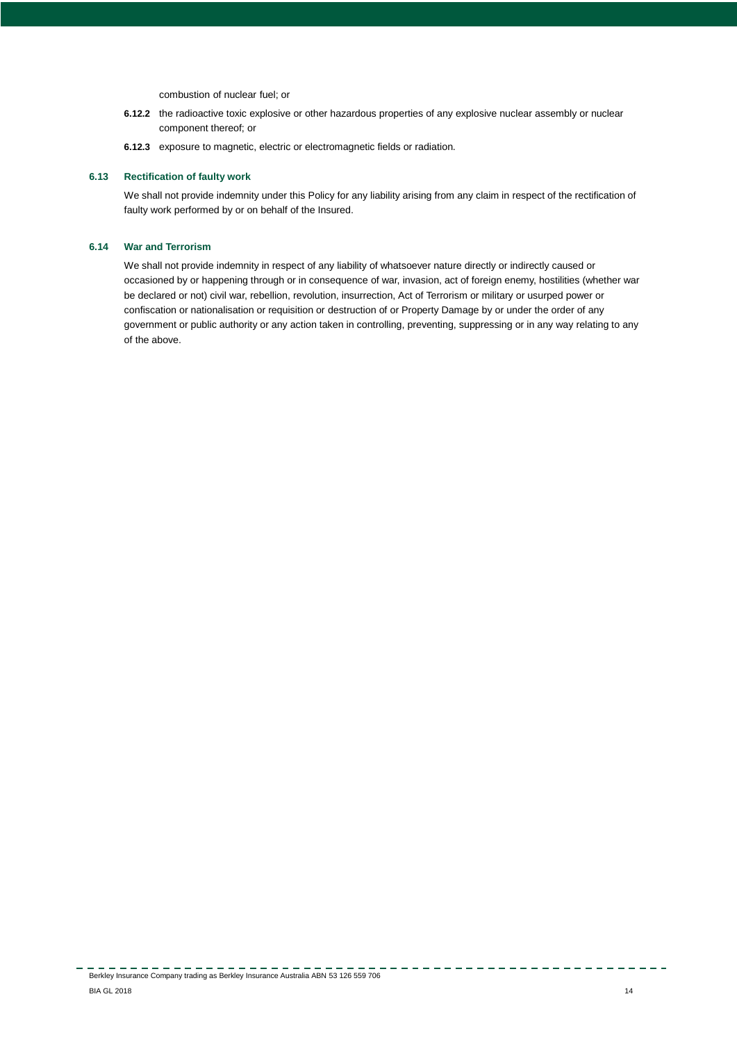combustion of nuclear fuel; or

**6.12.2** the radioactive toxic explosive or other hazardous properties of any explosive nuclear assembly or nuclear component thereof; or

**6.12.3** exposure to magnetic, electric or electromagnetic fields or radiation.

### 6.13 Rectification of faulty work

We shall not provide indemnity under this Policy for any liability arising from any claim in respect of the rectification of faulty work performed by or on behalf of the Insured.

### 6.14 War and Terrorism

We shall not provide indemnity in respect of any liability of whatsoever nature directly or indirectly caused or occasioned by or happening through or in consequence of war, invasion, act of foreign enemy, hostilities (whether war be declared or not) civil war, rebellion, revolution, insurrection, Act of Terrorism or military or usurped power or confiscation or nationalisation or requisition or destruction of or Property Damage by or under the order of any government or public authority or any action taken in controlling, preventing, suppressing or in any way relating to any of the above.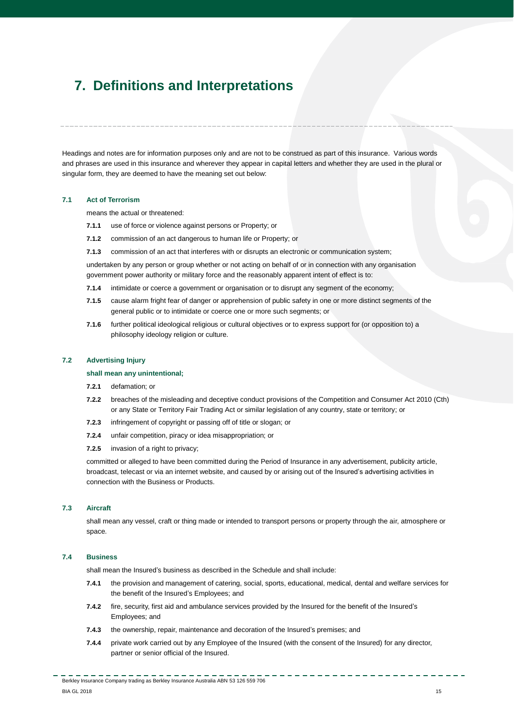# 7. Definitions and Interpretations

Headings and notes are for information purposes only and are not to be construed as part of this insurance. Various words and phrases are used in this insurance and wherever they appear in capital letters and whether they are used in the plural or singular form, they are deemed to have the meaning set out below:

### 7.1 Act of Terrorism

means the actual or threatened:

**7.1.1** use of force or violence against persons or Property; or

**7.1.2** commission of an act dangerous to human life or Property; or

**7.1.3** commission of an act that interferes with or disrupts an electronic or communication system;

undertaken by any person or group whether or not acting on behalf of or in connection with any organisation government power authority or military force and the reasonably apparent intent of effect is to:

**7.1.4** intimidate or coerce a government or organisation or to disrupt any segment of the economy;

**7.1.5** cause alarm fright fear of danger or apprehension of public safety in one or more distinct segments of the general public or to intimidate or coerce one or more such segments; or

**7.1.6** further political ideological religious or cultural objectives or to express support for (or opposition to) a philosophy ideology religion or culture.

### 7.2 Advertising Injury

**shall mean any unintentional;**

**7.2.1** defamation; or

**7.2.2** breaches of the misleading and deceptive conduct provisions of the Competition and Consumer Act 2010 (Cth) or any State or Territory Fair Trading Act or similar legislation of any country, state or territory; or

**7.2.3** infringement of copyright or passing off of title or slogan; or

**7.2.4** unfair competition, piracy or idea misappropriation; or

**7.2.5** invasion of a right to privacy;

committed or alleged to have been committed during the Period of Insurance in any advertisement, publicity article, broadcast, telecast or via an internet website, and caused by or arising out of the Insured's advertising activities in connection with the Business or Products.

### 7.3 Aircraft

shall mean any vessel, craft or thing made or intended to transport persons or property through the air, atmosphere or space.

### 7.4 Business

shall mean the Insured's business as described in the Schedule and shall include:

**7.4.1** the provision and management of catering, social, sports, educational, medical, dental and welfare services for the benefit of the Insured's Employees; and

**7.4.2** fire, security, first aid and ambulance services provided by the Insured for the benefit of the Insured's Employees; and

**7.4.3** the ownership, repair, maintenance and decoration of the Insured's premises; and

**7.4.4** private work carried out by any Employee of the Insured (with the consent of the Insured) for any director, partner or senior official of the Insured.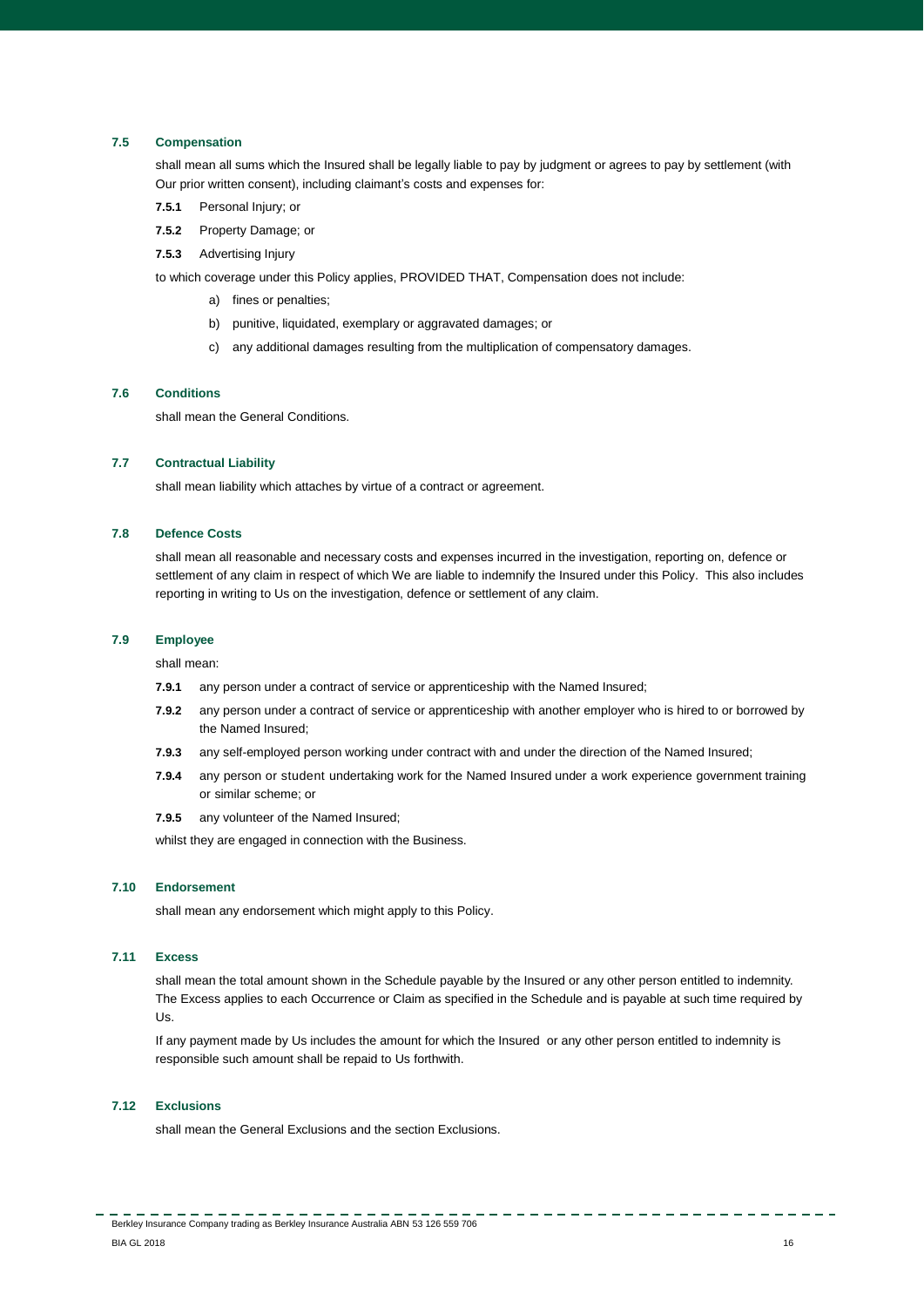### 7.5 Compensation

shall mean all sums which the Insured shall be legally liable to pay by judgment or agrees to pay by settlement (with Our prior written consent), including claimant's costs and expenses for:

**7.5.1** Personal Injury; or

**7.5.2** Property Damage; or

**7.5.3** Advertising Injury

to which coverage under this Policy applies, PROVIDED THAT, Compensation does not include:

a) fines or penalties;

b) punitive, liquidated, exemplary or aggravated damages; or

c) any additional damages resulting from the multiplication of compensatory damages.

### 7.6 Conditions

shall mean the General Conditions.

### 7.7 Contractual Liability

shall mean liability which attaches by virtue of a contract or agreement.

### 7.8 Defence Costs

shall mean all reasonable and necessary costs and expenses incurred in the investigation, reporting on, defence or settlement of any claim in respect of which We are liable to indemnify the Insured under this Policy. This also includes reporting in writing to Us on the investigation, defence or settlement of any claim.

### 7.9 Employee

shall mean:

**7.9.1** any person under a contract of service or apprenticeship with the Named Insured;

**7.9.2** any person under a contract of service or apprenticeship with another employer who is hired to or borrowed by the Named Insured;

**7.9.3** any self-employed person working under contract with and under the direction of the Named Insured;

**7.9.4** any person or student undertaking work for the Named Insured under a work experience government training or similar scheme; or

**7.9.5** any volunteer of the Named Insured;

whilst they are engaged in connection with the Business.

### 7.10 Endorsement

shall mean any endorsement which might apply to this Policy.

### 7.11 Excess

shall mean the total amount shown in the Schedule payable by the Insured or any other person entitled to indemnity. The Excess applies to each Occurrence or Claim as specified in the Schedule and is payable at such time required by Us.

If any payment made by Us includes the amount for which the Insured or any other person entitled to indemnity is responsible such amount shall be repaid to Us forthwith.

### 7.12 Exclusions

shall mean the General Exclusions and the section Exclusions.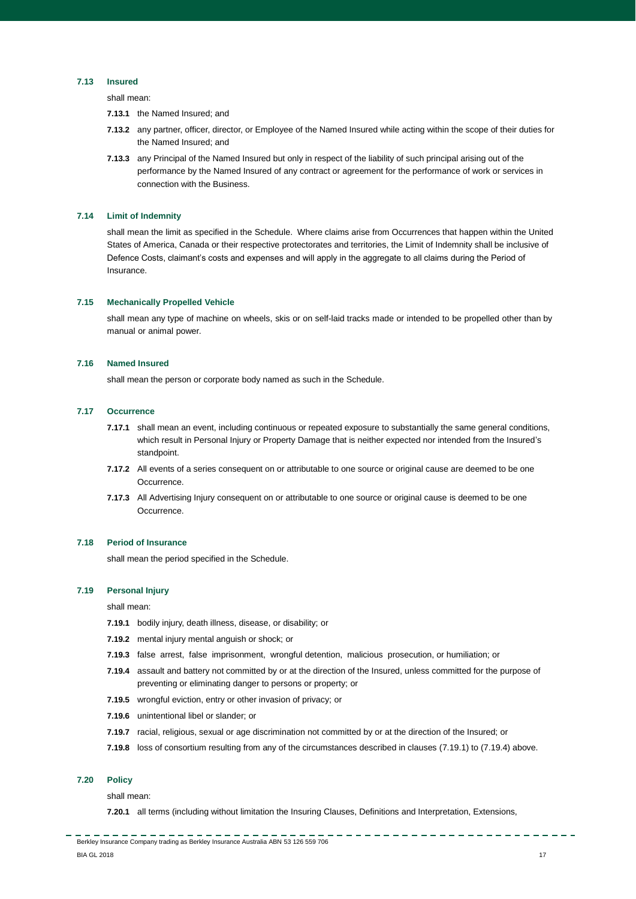### 7.13 Insured

shall mean:

**7.13.1** the Named Insured; and

**7.13.2** any partner, officer, director, or Employee of the Named Insured while acting within the scope of their duties for the Named Insured; and

**7.13.3** any Principal of the Named Insured but only in respect of the liability of such principal arising out of the performance by the Named Insured of any contract or agreement for the performance of work or services in connection with the Business.

### 7.14 Limit of Indemnity

shall mean the limit as specified in the Schedule. Where claims arise from Occurrences that happen within the United States of America, Canada or their respective protectorates and territories, the Limit of Indemnity shall be inclusive of Defence Costs, claimant's costs and expenses and will apply in the aggregate to all claims during the Period of Insurance.

### 7.15 Mechanically Propelled Vehicle

shall mean any type of machine on wheels, skis or on self-laid tracks made or intended to be propelled other than by manual or animal power.

### 7.16 Named Insured

shall mean the person or corporate body named as such in the Schedule.

### 7.17 Occurrence

**7.17.1** shall mean an event, including continuous or repeated exposure to substantially the same general conditions, which result in Personal Injury or Property Damage that is neither expected nor intended from the Insured's standpoint.

**7.17.2** All events of a series consequent on or attributable to one source or original cause are deemed to be one Occurrence.

**7.17.3** All Advertising Injury consequent on or attributable to one source or original cause is deemed to be one Occurrence.

### 7.18 Period of Insurance

shall mean the period specified in the Schedule.

### 7.19 Personal Injury

shall mean:

**7.19.1** bodily injury, death illness, disease, or disability; or

**7.19.2** mental injury mental anguish or shock; or

**7.19.3** false arrest, false imprisonment, wrongful detention, malicious prosecution, or humiliation; or

**7.19.4** assault and battery not committed by or at the direction of the Insured, unless committed for the purpose of preventing or eliminating danger to persons or property; or

**7.19.5** wrongful eviction, entry or other invasion of privacy; or

**7.19.6** unintentional libel or slander; or

**7.19.7** racial, religious, sexual or age discrimination not committed by or at the direction of the Insured; or

**7.19.8** loss of consortium resulting from any of the circumstances described in clauses (7.19.1) to (7.19.4) above.

### 7.20 Policy

shall mean:

**7.20.1** all terms (including without limitation the Insuring Clauses, Definitions and Interpretation, Extensions,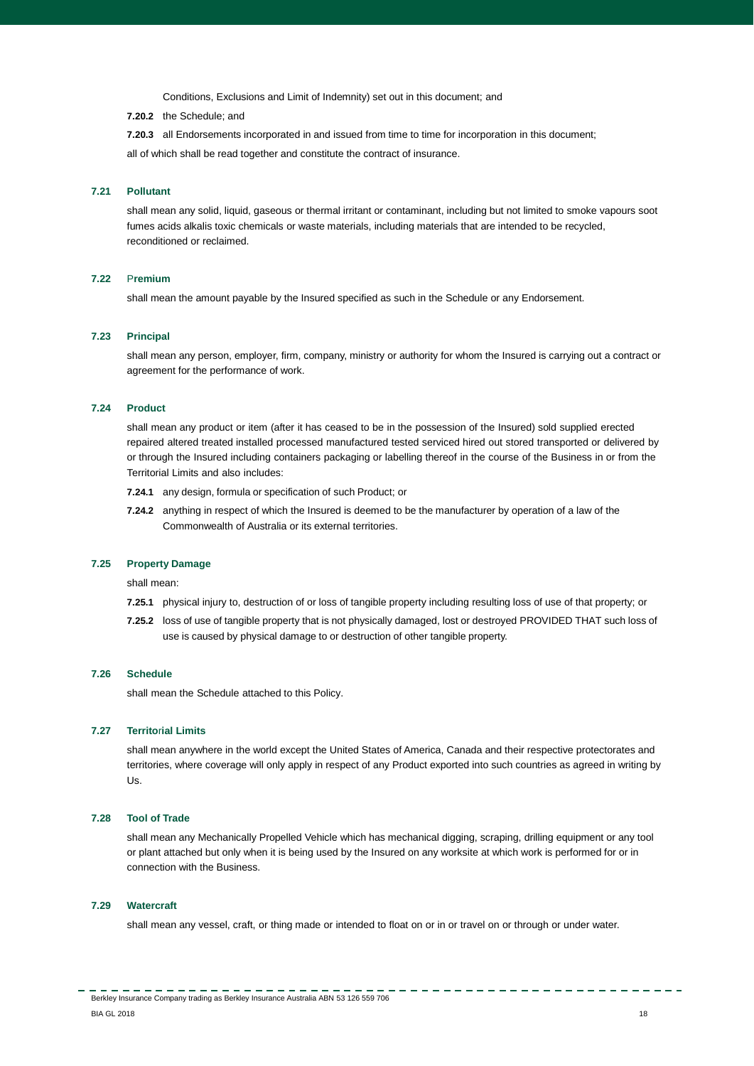Conditions, Exclusions and Limit of Indemnity) set out in this document; and

**7.20.2** the Schedule; and

**7.20.3** all Endorsements incorporated in and issued from time to time for incorporation in this document;

all of which shall be read together and constitute the contract of insurance.

### 7.21 Pollutant

shall mean any solid, liquid, gaseous or thermal irritant or contaminant, including but not limited to smoke vapours soot fumes acids alkalis toxic chemicals or waste materials, including materials that are intended to be recycled, reconditioned or reclaimed.

### 7.22 Premium

shall mean the amount payable by the Insured specified as such in the Schedule or any Endorsement.

### 7.23 Principal

shall mean any person, employer, firm, company, ministry or authority for whom the Insured is carrying out a contract or agreement for the performance of work.

### 7.24 Product

shall mean any product or item (after it has ceased to be in the possession of the Insured) sold supplied erected repaired altered treated installed processed manufactured tested serviced hired out stored transported or delivered by or through the Insured including containers packaging or labelling thereof in the course of the Business in or from the Territorial Limits and also includes:

**7.24.1** any design, formula or specification of such Product; or

**7.24.2** anything in respect of which the Insured is deemed to be the manufacturer by operation of a law of the Commonwealth of Australia or its external territories.

### 7.25 Property Damage

shall mean:

**7.25.1** physical injury to, destruction of or loss of tangible property including resulting loss of use of that property; or

**7.25.2** loss of use of tangible property that is not physically damaged, lost or destroyed PROVIDED THAT such loss of use is caused by physical damage to or destruction of other tangible property.

### 7.26 Schedule

shall mean the Schedule attached to this Policy.

### 7.27 Territorial Limits

shall mean anywhere in the world except the United States of America, Canada and their respective protectorates and territories, where coverage will only apply in respect of any Product exported into such countries as agreed in writing by Us.

### 7.28 Tool of Trade

shall mean any Mechanically Propelled Vehicle which has mechanical digging, scraping, drilling equipment or any tool or plant attached but only when it is being used by the Insured on any worksite at which work is performed for or in connection with the Business.

### 7.29 Watercraft

shall mean any vessel, craft, or thing made or intended to float on or in or travel on or through or under water.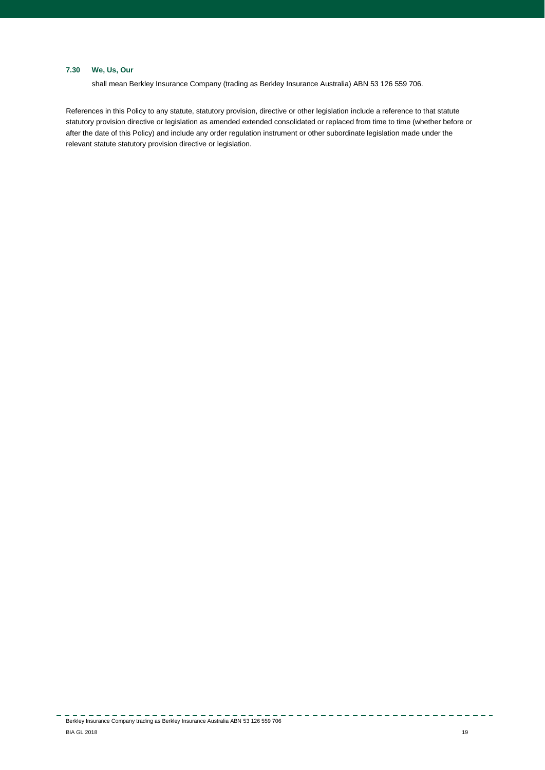### 7.30 We, Us, Our

shall mean Berkley Insurance Company (trading as Berkley Insurance Australia) ABN 53 126 559 706.

References in this Policy to any statute, statutory provision, directive or other legislation include a reference to that statute statutory provision directive or legislation as amended extended consolidated or replaced from time to time (whether before or after the date of this Policy) and include any order regulation instrument or other subordinate legislation made under the relevant statute statutory provision directive or legislation.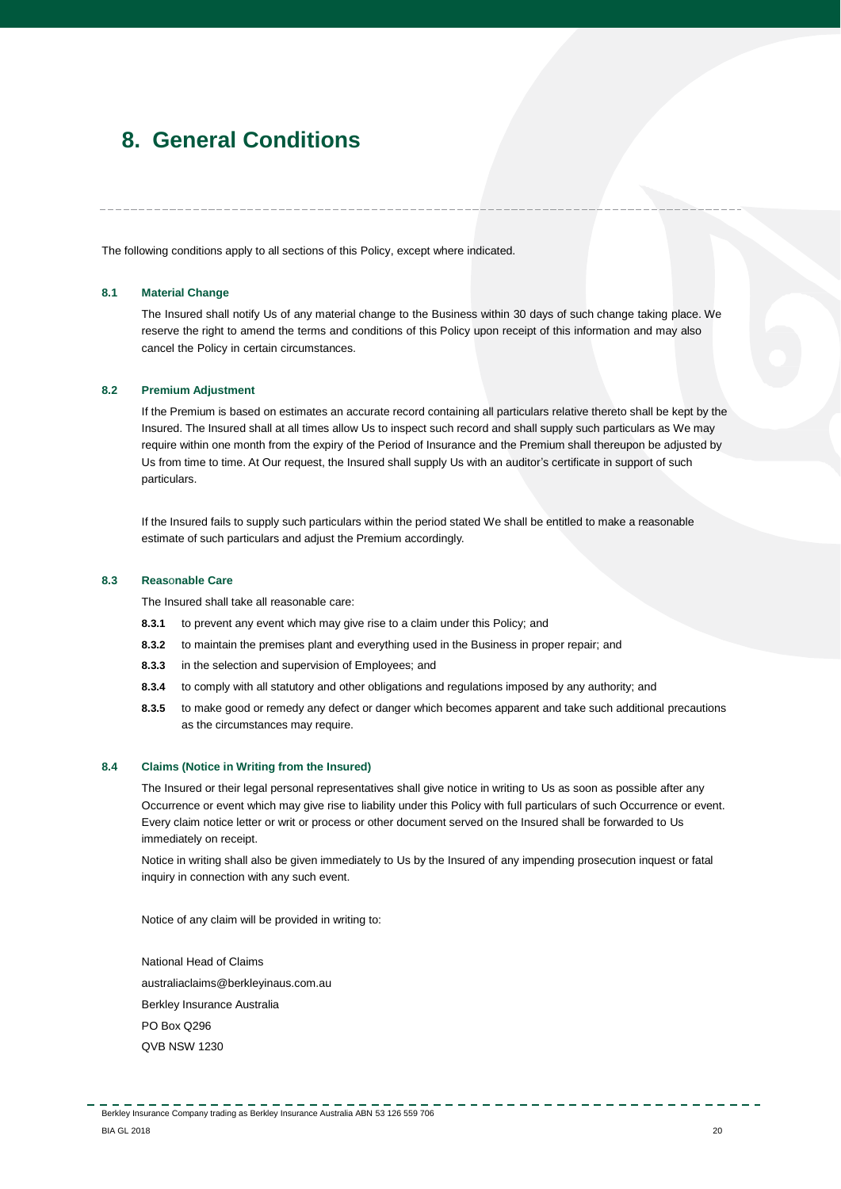# 8. General Conditions

The following conditions apply to all sections of this Policy, except where indicated.

### 8.1 Material Change

The Insured shall notify Us of any material change to the Business within 30 days of such change taking place. We reserve the right to amend the terms and conditions of this Policy upon receipt of this information and may also cancel the Policy in certain circumstances.

### 8.2 Premium Adjustment

If the Premium is based on estimates an accurate record containing all particulars relative thereto shall be kept by the Insured. The Insured shall at all times allow Us to inspect such record and shall supply such particulars as We may require within one month from the expiry of the Period of Insurance and the Premium shall thereupon be adjusted by Us from time to time. At Our request, the Insured shall supply Us with an auditor's certificate in support of such particulars.

If the Insured fails to supply such particulars within the period stated We shall be entitled to make a reasonable estimate of such particulars and adjust the Premium accordingly.

### 8.3 Reasonable Care

The Insured shall take all reasonable care:

- **8.3.1** to prevent any event which may give rise to a claim under this Policy; and
- **8.3.2** to maintain the premises plant and everything used in the Business in proper repair; and
- **8.3.3** in the selection and supervision of Employees; and
- **8.3.4** to comply with all statutory and other obligations and regulations imposed by any authority; and
- **8.3.5** to make good or remedy any defect or danger which becomes apparent and take such additional precautions as the circumstances may require.

### 8.4 Claims (Notice in Writing from the Insured)

The Insured or their legal personal representatives shall give notice in writing to Us as soon as possible after any Occurrence or event which may give rise to liability under this Policy with full particulars of such Occurrence or event. Every claim notice letter or writ or process or other document served on the Insured shall be forwarded to Us immediately on receipt.

Notice in writing shall also be given immediately to Us by the Insured of any impending prosecution inquest or fatal inquiry in connection with any such event.

Notice of any claim will be provided in writing to:

National Head of Claims
australiaclaims@berkleyinaus.com.au
Berkley Insurance Australia
PO Box Q296
QVB NSW 1230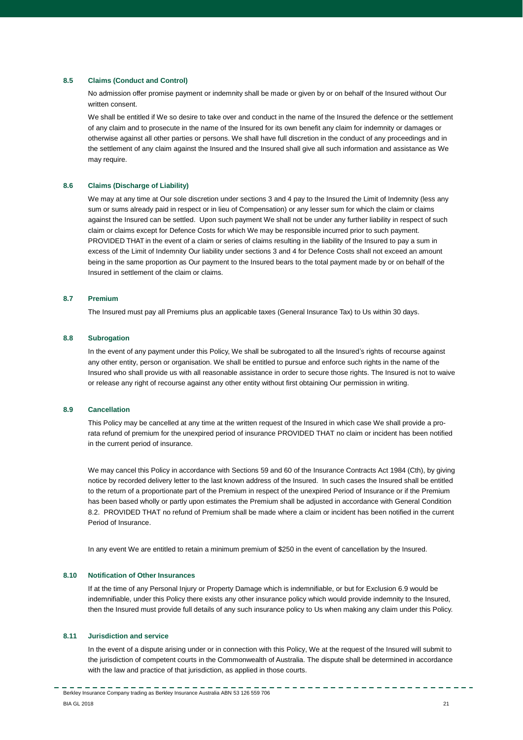### 8.5 Claims (Conduct and Control)

No admission offer promise payment or indemnity shall be made or given by or on behalf of the Insured without Our written consent.

We shall be entitled if We so desire to take over and conduct in the name of the Insured the defence or the settlement of any claim and to prosecute in the name of the Insured for its own benefit any claim for indemnity or damages or otherwise against all other parties or persons. We shall have full discretion in the conduct of any proceedings and in the settlement of any claim against the Insured and the Insured shall give all such information and assistance as We may require.

### 8.6 Claims (Discharge of Liability)

We may at any time at Our sole discretion under sections 3 and 4 pay to the Insured the Limit of Indemnity (less any sum or sums already paid in respect or in lieu of Compensation) or any lesser sum for which the claim or claims against the Insured can be settled. Upon such payment We shall not be under any further liability in respect of such claim or claims except for Defence Costs for which We may be responsible incurred prior to such payment. PROVIDED THAT in the event of a claim or series of claims resulting in the liability of the Insured to pay a sum in excess of the Limit of Indemnity Our liability under sections 3 and 4 for Defence Costs shall not exceed an amount being in the same proportion as Our payment to the Insured bears to the total payment made by or on behalf of the Insured in settlement of the claim or claims.

### 8.7 Premium

The Insured must pay all Premiums plus an applicable taxes (General Insurance Tax) to Us within 30 days.

### 8.8 Subrogation

In the event of any payment under this Policy, We shall be subrogated to all the Insured's rights of recourse against any other entity, person or organisation. We shall be entitled to pursue and enforce such rights in the name of the Insured who shall provide us with all reasonable assistance in order to secure those rights. The Insured is not to waive or release any right of recourse against any other entity without first obtaining Our permission in writing.

### 8.9 Cancellation

This Policy may be cancelled at any time at the written request of the Insured in which case We shall provide a pro-rata refund of premium for the unexpired period of insurance PROVIDED THAT no claim or incident has been notified in the current period of insurance.

We may cancel this Policy in accordance with Sections 59 and 60 of the Insurance Contracts Act 1984 (Cth), by giving notice by recorded delivery letter to the last known address of the Insured. In such cases the Insured shall be entitled to the return of a proportionate part of the Premium in respect of the unexpired Period of Insurance or if the Premium has been based wholly or partly upon estimates the Premium shall be adjusted in accordance with General Condition 8.2. PROVIDED THAT no refund of Premium shall be made where a claim or incident has been notified in the current Period of Insurance.

In any event We are entitled to retain a minimum premium of $250 in the event of cancellation by the Insured.

### 8.10 Notification of Other Insurances

If at the time of any Personal Injury or Property Damage which is indemnifiable, or but for Exclusion 6.9 would be indemnifiable, under this Policy there exists any other insurance policy which would provide indemnity to the Insured, then the Insured must provide full details of any such insurance policy to Us when making any claim under this Policy.

### 8.11 Jurisdiction and service

In the event of a dispute arising under or in connection with this Policy, We at the request of the Insured will submit to the jurisdiction of competent courts in the Commonwealth of Australia. The dispute shall be determined in accordance with the law and practice of that jurisdiction, as applied in those courts.